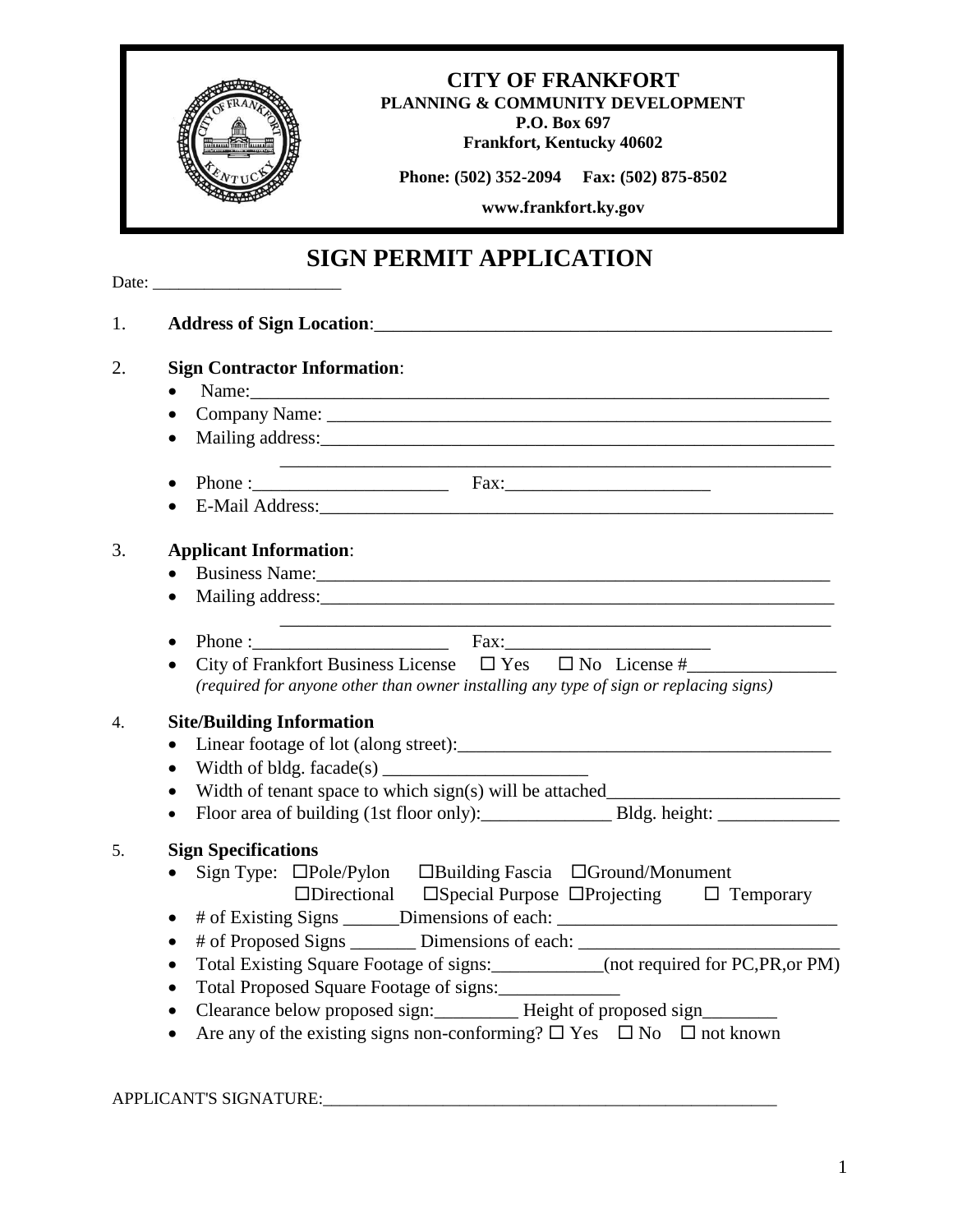**CITY OF FRANKFORT**
**PLANNING & COMMUNITY DEVELOPMENT**
**P.O. Box 697**
**Frankfort, Kentucky 40602**

**Phone: (502) 352-2094 Fax: (502) 875-8502**

**www.frankfort.ky.gov**

# SIGN PERMIT APPLICATION

Date: ______________________

1. **Address of Sign Location**:____________________________________________________

2. **Sign Contractor Information**:
   - Name:_______________________________________________________________
   - Company Name: _______________________________________________________
   - Mailing address:_______________________________________________________
     _______________________________________________________________
   - Phone :_____________________ Fax:______________________
   - E-Mail Address:_______________________________________________________

3. **Applicant Information**:
   - Business Name:_______________________________________________________
   - Mailing address:_______________________________________________________
     _______________________________________________________________
   - Phone :_____________________ Fax:_____________________
   - City of Frankfort Business License ☐ Yes ☐ No License #________________
     *(required for anyone other than owner installing any type of sign or replacing signs)*

4. **Site/Building Information**
   - Linear footage of lot (along street):_________________________________________
   - Width of bldg. facade(s) ______________________
   - Width of tenant space to which sign(s) will be attached_________________________
   - Floor area of building (1st floor only):______________ Bldg. height: _____________

5. **Sign Specifications**
   - Sign Type: ☐Pole/Pylon ☐Building Fascia ☐Ground/Monument
     ☐Directional ☐Special Purpose ☐Projecting ☐ Temporary
   - # of Existing Signs ______Dimensions of each: _____________________________
   - # of Proposed Signs _______ Dimensions of each: ____________________________
   - Total Existing Square Footage of signs:____________(not required for PC,PR,or PM)
   - Total Proposed Square Footage of signs:_____________
   - Clearance below proposed sign:_________ Height of proposed sign________
   - Are any of the existing signs non-conforming? ☐ Yes ☐ No ☐ not known

APPLICANT'S SIGNATURE:_____________________________________________________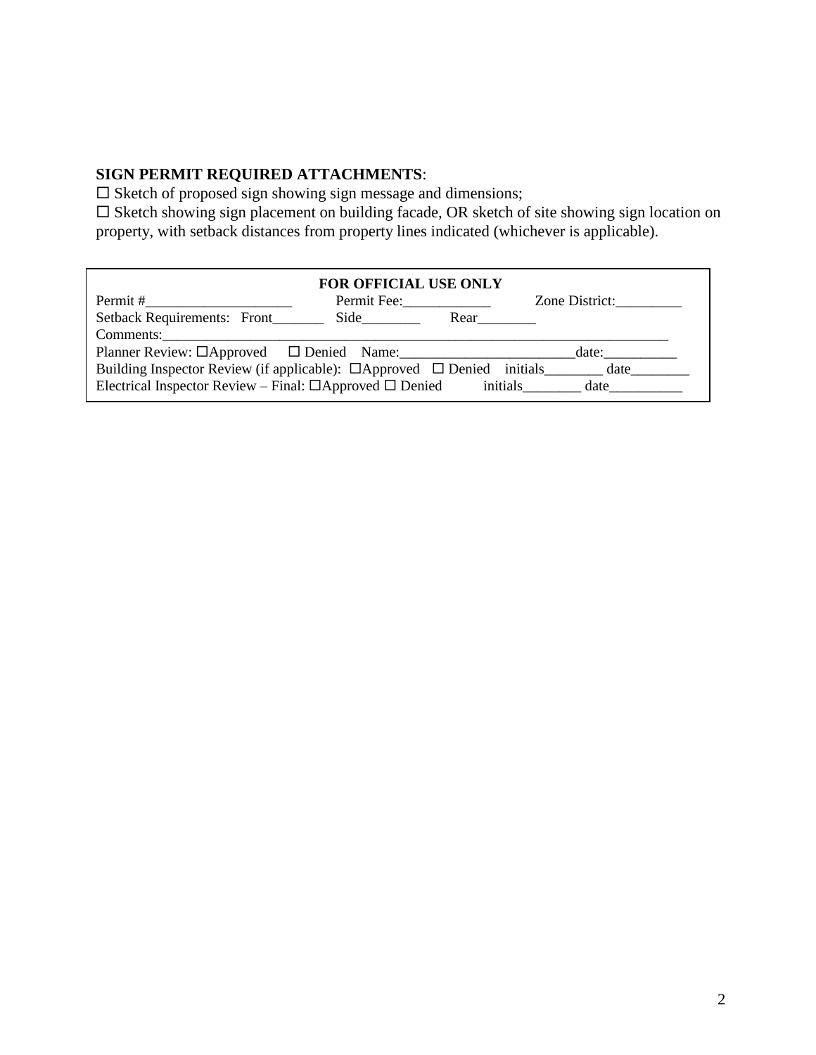**SIGN PERMIT REQUIRED ATTACHMENTS**:

☐ Sketch of proposed sign showing sign message and dimensions;

☐ Sketch showing sign placement on building facade, OR sketch of site showing sign location on property, with setback distances from property lines indicated (whichever is applicable).

**FOR OFFICIAL USE ONLY**

Permit #____________________ Permit Fee:____________ Zone District:_________

Setback Requirements: Front_______ Side________ Rear________

Comments:_________________________________________________________________________

Planner Review: ☐Approved ☐ Denied Name:________________________date:__________

Building Inspector Review (if applicable): ☐Approved ☐ Denied initials________ date________

Electrical Inspector Review – Final: ☐Approved ☐ Denied initials________ date__________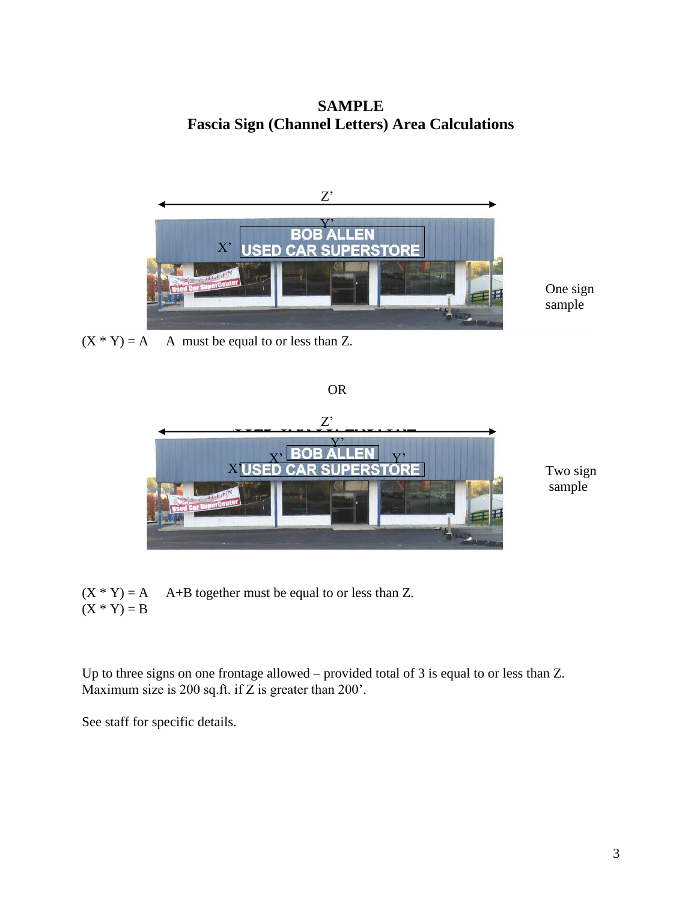# SAMPLE
## Fascia Sign (Channel Letters) Area Calculations

Z'

Y'

X'

BOB ALLEN
USED CAR SUPERSTORE

One sign sample

(X * Y) = A    A must be equal to or less than Z.

OR

Z'

Y'

X'

Y'

X'

BOB ALLEN
USED CAR SUPERSTORE

Two sign sample

(X * Y) = A    A+B together must be equal to or less than Z.
(X * Y) = B

Up to three signs on one frontage allowed – provided total of 3 is equal to or less than Z.
Maximum size is 200 sq.ft. if Z is greater than 200'.

See staff for specific details.